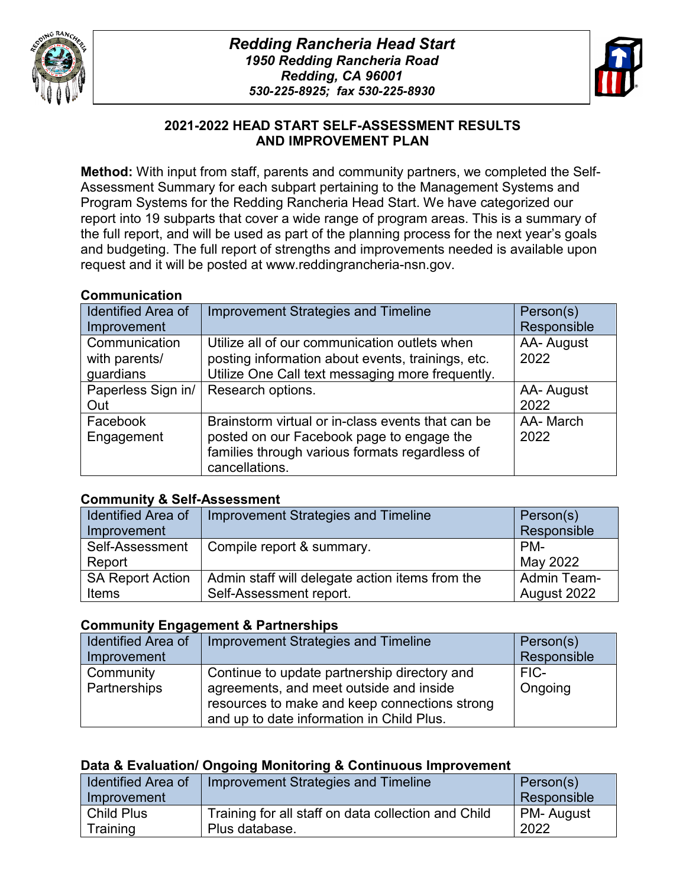# *Redding Rancheria Head Start*

***1950 Redding Rancheria Road***
***Redding, CA 96001***
***530-225-8925; fax 530-225-8930***

## 2021-2022 HEAD START SELF-ASSESSMENT RESULTS AND IMPROVEMENT PLAN

**Method:** With input from staff, parents and community partners, we completed the Self-Assessment Summary for each subpart pertaining to the Management Systems and Program Systems for the Redding Rancheria Head Start. We have categorized our report into 19 subparts that cover a wide range of program areas. This is a summary of the full report, and will be used as part of the planning process for the next year's goals and budgeting. The full report of strengths and improvements needed is available upon request and it will be posted at www.reddingrancheria-nsn.gov.

### Communication

| Identified Area of Improvement | Improvement Strategies and Timeline | Person(s) Responsible |
|---|---|---|
| Communication with parents/ guardians | Utilize all of our communication outlets when posting information about events, trainings, etc. Utilize One Call text messaging more frequently. | AA- August 2022 |
| Paperless Sign in/ Out | Research options. | AA- August 2022 |
| Facebook Engagement | Brainstorm virtual or in-class events that can be posted on our Facebook page to engage the families through various formats regardless of cancellations. | AA- March 2022 |

### Community & Self-Assessment

| Identified Area of Improvement | Improvement Strategies and Timeline | Person(s) Responsible |
|---|---|---|
| Self-Assessment Report | Compile report & summary. | PM- May 2022 |
| SA Report Action Items | Admin staff will delegate action items from the Self-Assessment report. | Admin Team- August 2022 |

### Community Engagement & Partnerships

| Identified Area of Improvement | Improvement Strategies and Timeline | Person(s) Responsible |
|---|---|---|
| Community Partnerships | Continue to update partnership directory and agreements, and meet outside and inside resources to make and keep connections strong and up to date information in Child Plus. | FIC- Ongoing |

### Data & Evaluation/ Ongoing Monitoring & Continuous Improvement

| Identified Area of Improvement | Improvement Strategies and Timeline | Person(s) Responsible |
|---|---|---|
| Child Plus Training | Training for all staff on data collection and Child Plus database. | PM- August 2022 |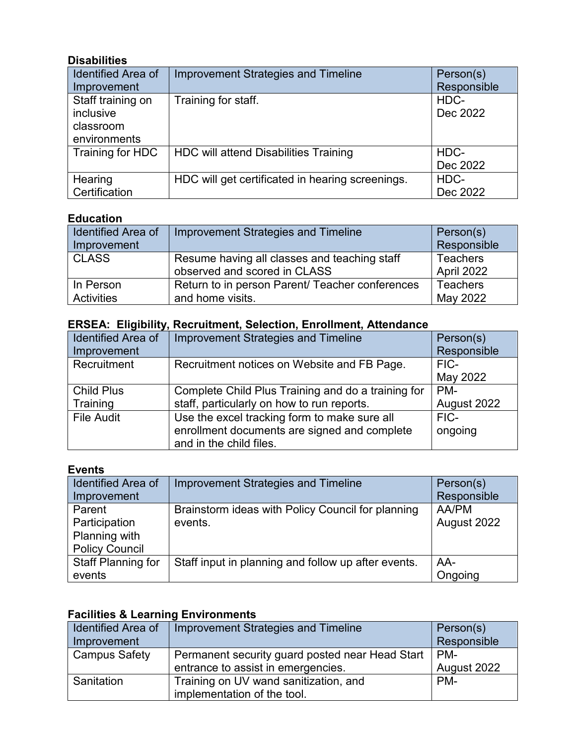**Disabilities**

| Identified Area of Improvement | Improvement Strategies and Timeline | Person(s) Responsible |
| --- | --- | --- |
| Staff training on inclusive classroom environments | Training for staff. | HDC- Dec 2022 |
| Training for HDC | HDC will attend Disabilities Training | HDC- Dec 2022 |
| Hearing Certification | HDC will get certificated in hearing screenings. | HDC- Dec 2022 |

**Education**

| Identified Area of Improvement | Improvement Strategies and Timeline | Person(s) Responsible |
| --- | --- | --- |
| CLASS | Resume having all classes and teaching staff observed and scored in CLASS | Teachers April 2022 |
| In Person Activities | Return to in person Parent/ Teacher conferences and home visits. | Teachers May 2022 |

**ERSEA: Eligibility, Recruitment, Selection, Enrollment, Attendance**

| Identified Area of Improvement | Improvement Strategies and Timeline | Person(s) Responsible |
| --- | --- | --- |
| Recruitment | Recruitment notices on Website and FB Page. | FIC- May 2022 |
| Child Plus Training | Complete Child Plus Training and do a training for staff, particularly on how to run reports. | PM- August 2022 |
| File Audit | Use the excel tracking form to make sure all enrollment documents are signed and complete and in the child files. | FIC- ongoing |

**Events**

| Identified Area of Improvement | Improvement Strategies and Timeline | Person(s) Responsible |
| --- | --- | --- |
| Parent Participation Planning with Policy Council | Brainstorm ideas with Policy Council for planning events. | AA/PM August 2022 |
| Staff Planning for events | Staff input in planning and follow up after events. | AA- Ongoing |

**Facilities & Learning Environments**

| Identified Area of Improvement | Improvement Strategies and Timeline | Person(s) Responsible |
| --- | --- | --- |
| Campus Safety | Permanent security guard posted near Head Start entrance to assist in emergencies. | PM- August 2022 |
| Sanitation | Training on UV wand sanitization, and implementation of the tool. | PM- |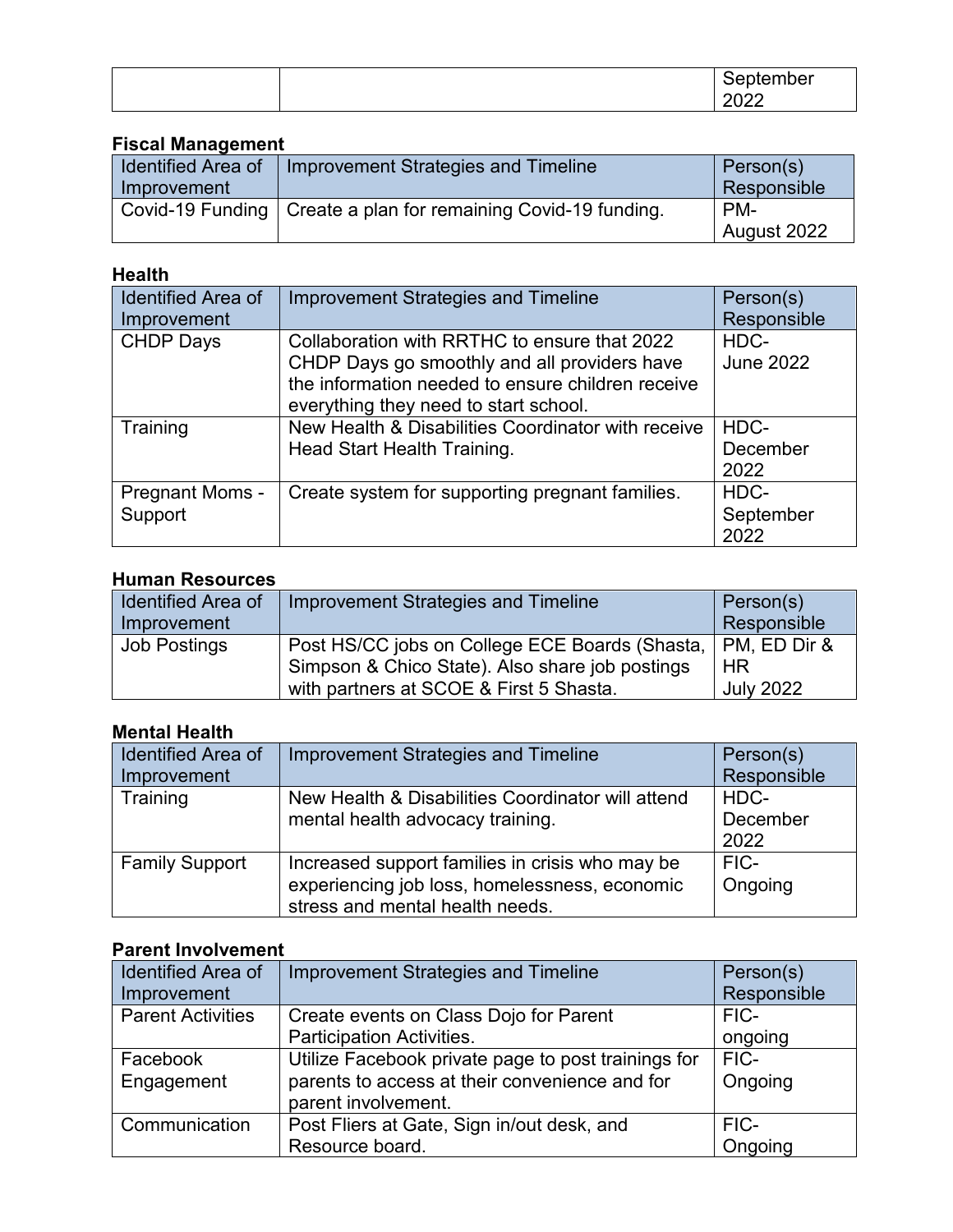| | | September 2022 |
|---|---|---|

**Fiscal Management**

| Identified Area of Improvement | Improvement Strategies and Timeline | Person(s) Responsible |
|---|---|---|
| Covid-19 Funding | Create a plan for remaining Covid-19 funding. | PM- August 2022 |

**Health**

| Identified Area of Improvement | Improvement Strategies and Timeline | Person(s) Responsible |
|---|---|---|
| CHDP Days | Collaboration with RRTHC to ensure that 2022 CHDP Days go smoothly and all providers have the information needed to ensure children receive everything they need to start school. | HDC- June 2022 |
| Training | New Health & Disabilities Coordinator with receive Head Start Health Training. | HDC- December 2022 |
| Pregnant Moms - Support | Create system for supporting pregnant families. | HDC- September 2022 |

**Human Resources**

| Identified Area of Improvement | Improvement Strategies and Timeline | Person(s) Responsible |
|---|---|---|
| Job Postings | Post HS/CC jobs on College ECE Boards (Shasta, Simpson & Chico State). Also share job postings with partners at SCOE & First 5 Shasta. | PM, ED Dir & HR July 2022 |

**Mental Health**

| Identified Area of Improvement | Improvement Strategies and Timeline | Person(s) Responsible |
|---|---|---|
| Training | New Health & Disabilities Coordinator will attend mental health advocacy training. | HDC- December 2022 |
| Family Support | Increased support families in crisis who may be experiencing job loss, homelessness, economic stress and mental health needs. | FIC- Ongoing |

**Parent Involvement**

| Identified Area of Improvement | Improvement Strategies and Timeline | Person(s) Responsible |
|---|---|---|
| Parent Activities | Create events on Class Dojo for Parent Participation Activities. | FIC- ongoing |
| Facebook Engagement | Utilize Facebook private page to post trainings for parents to access at their convenience and for parent involvement. | FIC- Ongoing |
| Communication | Post Fliers at Gate, Sign in/out desk, and Resource board. | FIC- Ongoing |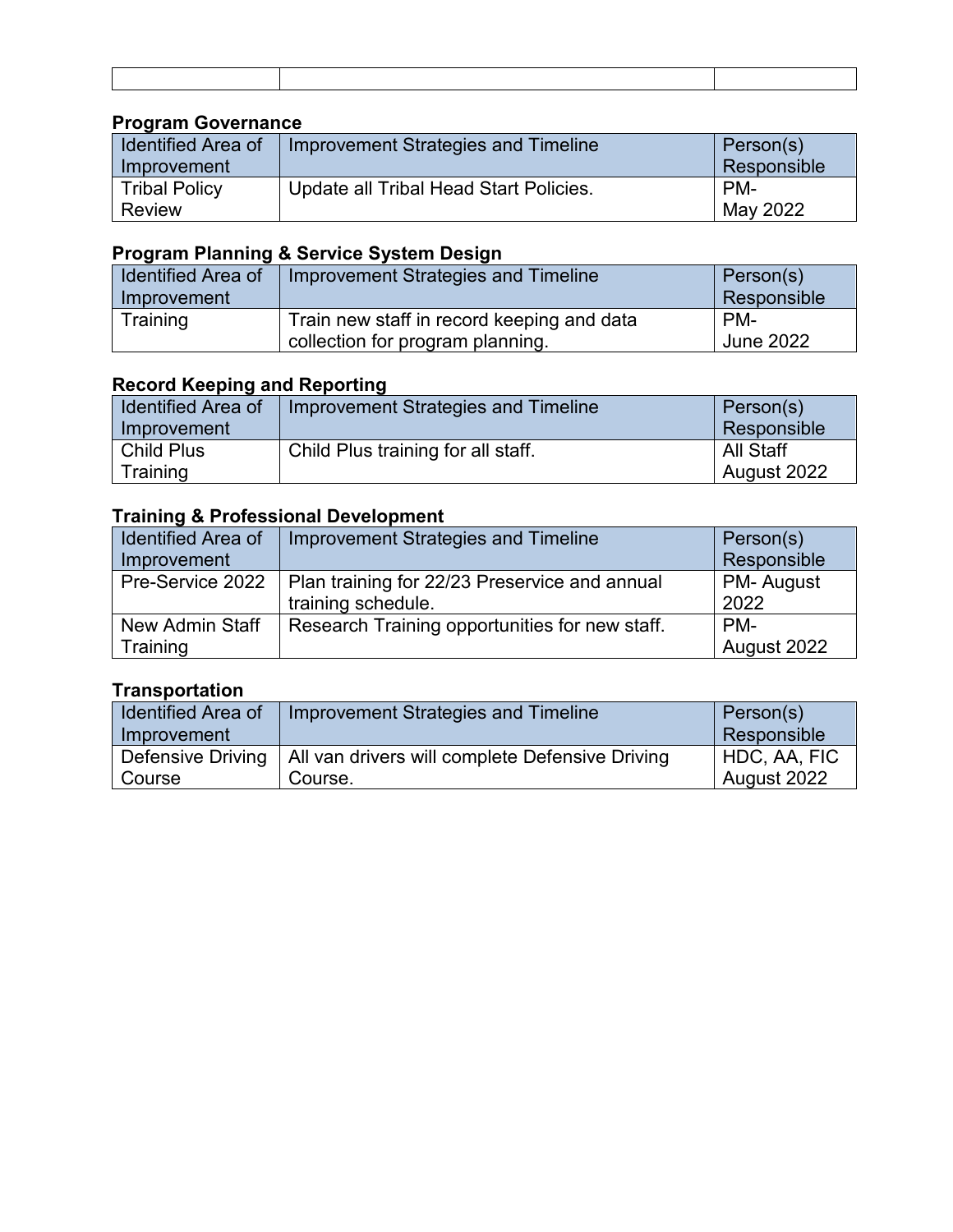| | | |
|---|---|---|
| | | |

**Program Governance**

| Identified Area of Improvement | Improvement Strategies and Timeline | Person(s) Responsible |
|---|---|---|
| Tribal Policy Review | Update all Tribal Head Start Policies. | PM- May 2022 |

**Program Planning & Service System Design**

| Identified Area of Improvement | Improvement Strategies and Timeline | Person(s) Responsible |
|---|---|---|
| Training | Train new staff in record keeping and data collection for program planning. | PM- June 2022 |

**Record Keeping and Reporting**

| Identified Area of Improvement | Improvement Strategies and Timeline | Person(s) Responsible |
|---|---|---|
| Child Plus Training | Child Plus training for all staff. | All Staff August 2022 |

**Training & Professional Development**

| Identified Area of Improvement | Improvement Strategies and Timeline | Person(s) Responsible |
|---|---|---|
| Pre-Service 2022 | Plan training for 22/23 Preservice and annual training schedule. | PM- August 2022 |
| New Admin Staff Training | Research Training opportunities for new staff. | PM- August 2022 |

**Transportation**

| Identified Area of Improvement | Improvement Strategies and Timeline | Person(s) Responsible |
|---|---|---|
| Defensive Driving Course | All van drivers will complete Defensive Driving Course. | HDC, AA, FIC August 2022 |